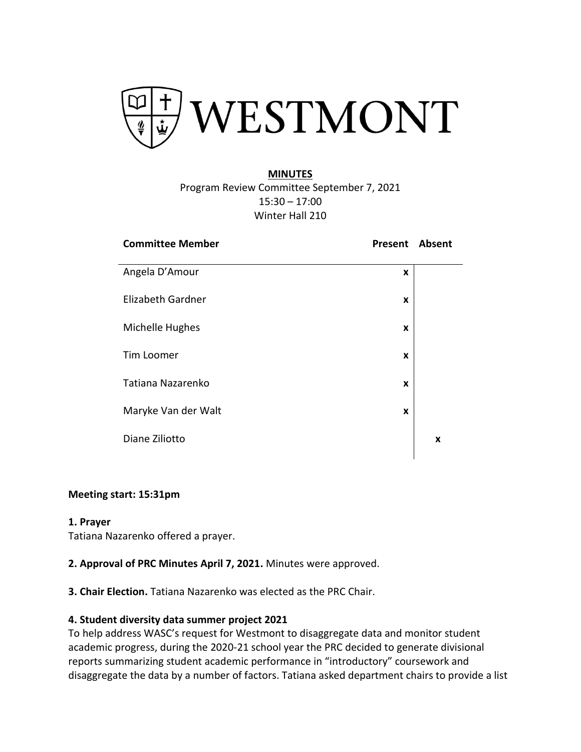WESTMONT

**MINUTES**

Program Review Committee September 7, 2021
15:30 – 17:00
Winter Hall 210

| Committee Member | Present | Absent |
|---|---|---|
| Angela D'Amour | x | |
| Elizabeth Gardner | x | |
| Michelle Hughes | x | |
| Tim Loomer | x | |
| Tatiana Nazarenko | x | |
| Maryke Van der Walt | x | |
| Diane Ziliotto | | x |

**Meeting start: 15:31pm**

**1. Prayer**
Tatiana Nazarenko offered a prayer.

**2. Approval of PRC Minutes April 7, 2021.** Minutes were approved.

**3. Chair Election.** Tatiana Nazarenko was elected as the PRC Chair.

**4. Student diversity data summer project 2021**
To help address WASC's request for Westmont to disaggregate data and monitor student academic progress, during the 2020-21 school year the PRC decided to generate divisional reports summarizing student academic performance in "introductory" coursework and disaggregate the data by a number of factors. Tatiana asked department chairs to provide a list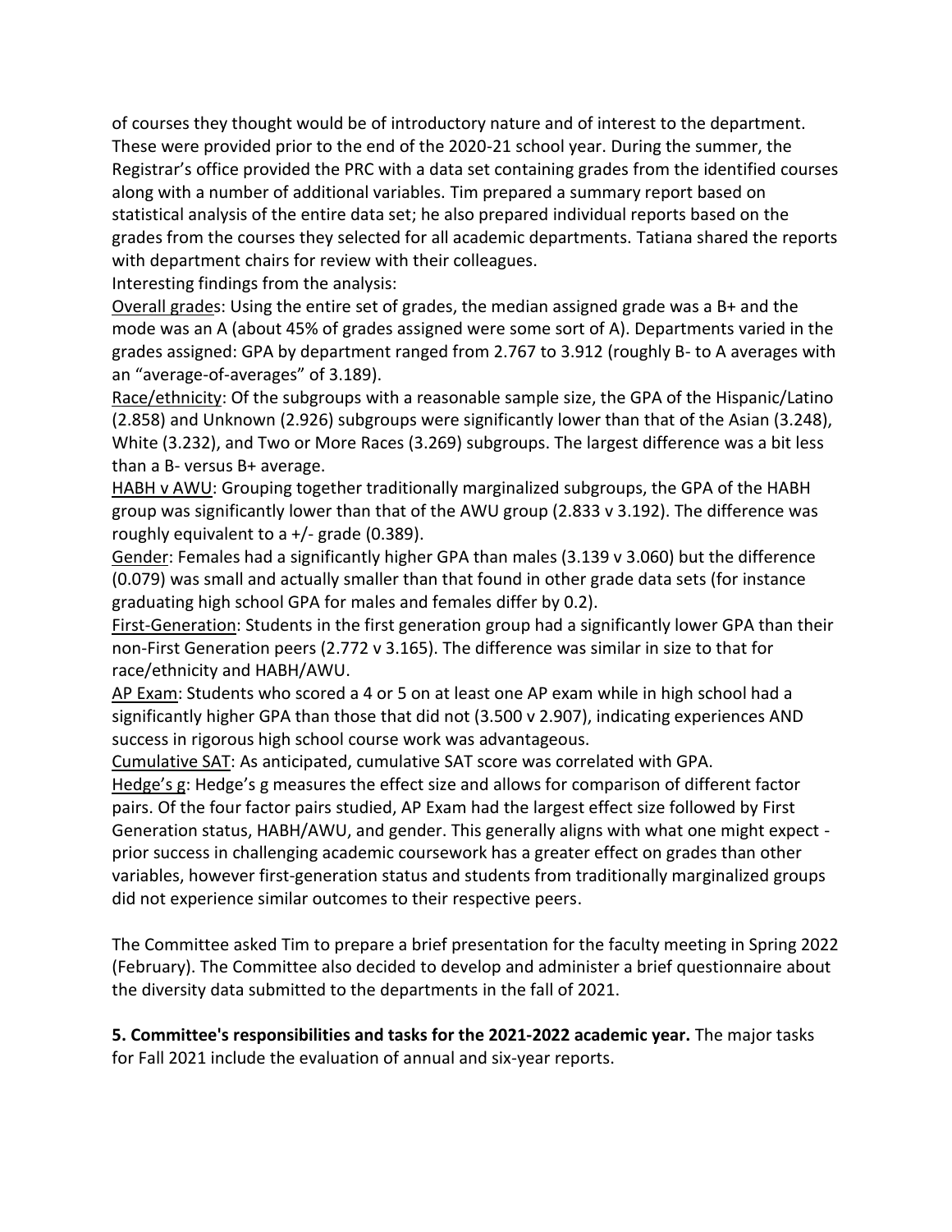of courses they thought would be of introductory nature and of interest to the department. These were provided prior to the end of the 2020-21 school year. During the summer, the Registrar's office provided the PRC with a data set containing grades from the identified courses along with a number of additional variables. Tim prepared a summary report based on statistical analysis of the entire data set; he also prepared individual reports based on the grades from the courses they selected for all academic departments. Tatiana shared the reports with department chairs for review with their colleagues.

Interesting findings from the analysis:

<u>Overall grades</u>: Using the entire set of grades, the median assigned grade was a B+ and the mode was an A (about 45% of grades assigned were some sort of A). Departments varied in the grades assigned: GPA by department ranged from 2.767 to 3.912 (roughly B- to A averages with an "average-of-averages" of 3.189).

<u>Race/ethnicity</u>: Of the subgroups with a reasonable sample size, the GPA of the Hispanic/Latino (2.858) and Unknown (2.926) subgroups were significantly lower than that of the Asian (3.248), White (3.232), and Two or More Races (3.269) subgroups. The largest difference was a bit less than a B- versus B+ average.

<u>HABH v AWU</u>: Grouping together traditionally marginalized subgroups, the GPA of the HABH group was significantly lower than that of the AWU group (2.833 v 3.192). The difference was roughly equivalent to a +/- grade (0.389).

<u>Gender</u>: Females had a significantly higher GPA than males (3.139 v 3.060) but the difference (0.079) was small and actually smaller than that found in other grade data sets (for instance graduating high school GPA for males and females differ by 0.2).

<u>First-Generation</u>: Students in the first generation group had a significantly lower GPA than their non-First Generation peers (2.772 v 3.165). The difference was similar in size to that for race/ethnicity and HABH/AWU.

<u>AP Exam</u>: Students who scored a 4 or 5 on at least one AP exam while in high school had a significantly higher GPA than those that did not (3.500 v 2.907), indicating experiences AND success in rigorous high school course work was advantageous.

<u>Cumulative SAT</u>: As anticipated, cumulative SAT score was correlated with GPA.

<u>Hedge's g</u>: Hedge's g measures the effect size and allows for comparison of different factor pairs. Of the four factor pairs studied, AP Exam had the largest effect size followed by First Generation status, HABH/AWU, and gender. This generally aligns with what one might expect - prior success in challenging academic coursework has a greater effect on grades than other variables, however first-generation status and students from traditionally marginalized groups did not experience similar outcomes to their respective peers.

The Committee asked Tim to prepare a brief presentation for the faculty meeting in Spring 2022 (February). The Committee also decided to develop and administer a brief questionnaire about the diversity data submitted to the departments in the fall of 2021.

**5. Committee's responsibilities and tasks for the 2021-2022 academic year.** The major tasks for Fall 2021 include the evaluation of annual and six-year reports.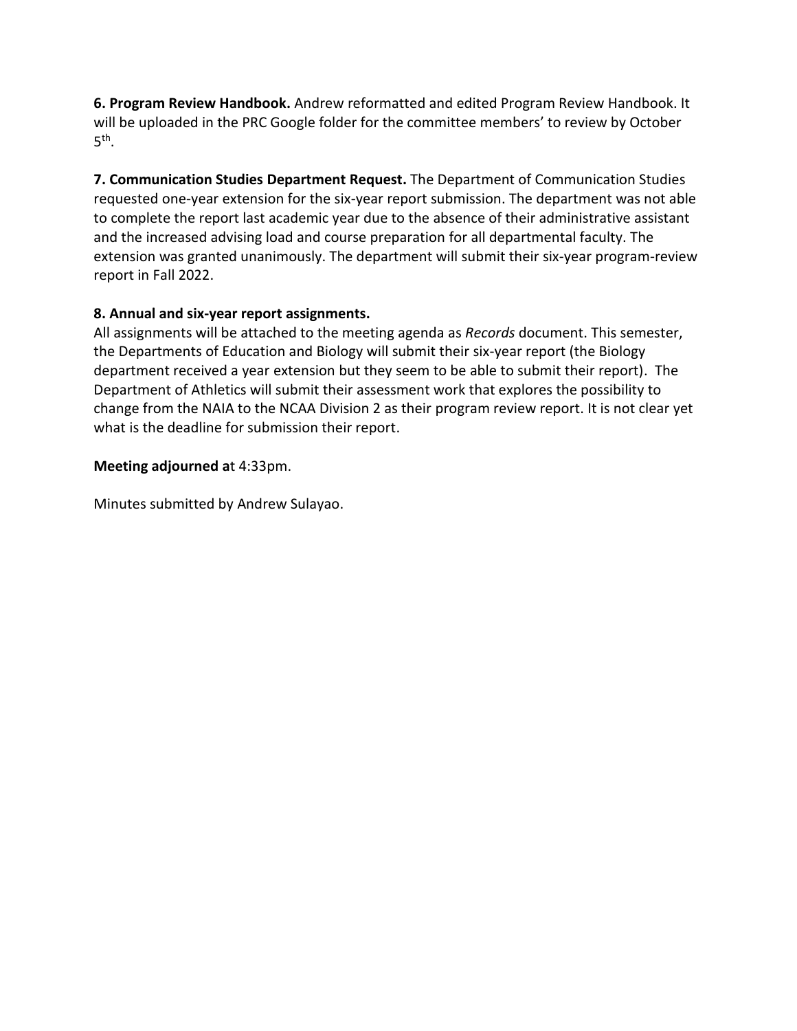**6. Program Review Handbook.** Andrew reformatted and edited Program Review Handbook. It will be uploaded in the PRC Google folder for the committee members' to review by October 5th.

**7. Communication Studies Department Request.** The Department of Communication Studies requested one-year extension for the six-year report submission. The department was not able to complete the report last academic year due to the absence of their administrative assistant and the increased advising load and course preparation for all departmental faculty. The extension was granted unanimously. The department will submit their six-year program-review report in Fall 2022.

**8. Annual and six-year report assignments.**

All assignments will be attached to the meeting agenda as *Records* document. This semester, the Departments of Education and Biology will submit their six-year report (the Biology department received a year extension but they seem to be able to submit their report). The Department of Athletics will submit their assessment work that explores the possibility to change from the NAIA to the NCAA Division 2 as their program review report. It is not clear yet what is the deadline for submission their report.

**Meeting adjourned a**t 4:33pm.

Minutes submitted by Andrew Sulayao.